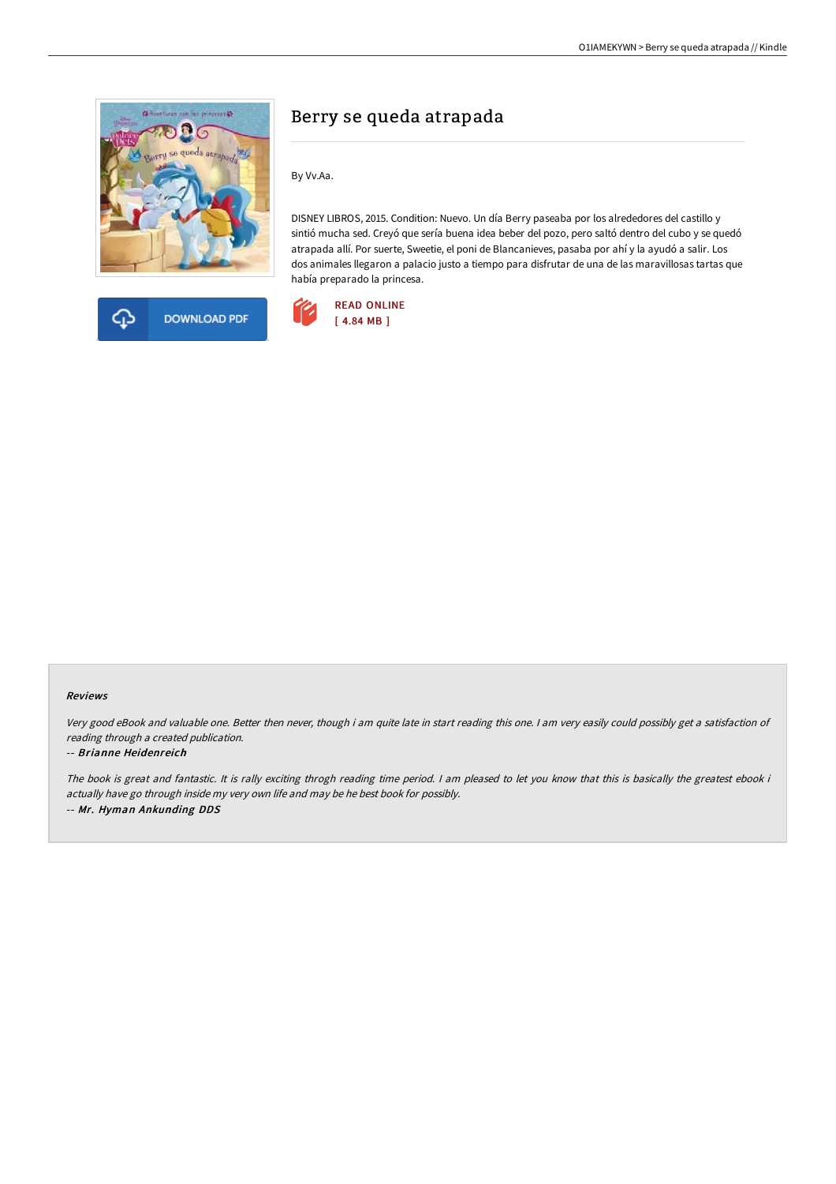# Berry se queda atrapada

By Vv.Aa.

DISNEY LIBROS, 2015. Condition: Nuevo. Un día Berry paseaba por los alrededores del castillo y sintió mucha sed. Creyó que sería buena idea beber del pozo, pero saltó dentro del cubo y se quedó atrapada allí. Por suerte, Sweetie, el poni de Blancanieves, pasaba por ahí y la ayudó a salir. Los dos animales llegaron a palacio justo a tiempo para disfrutar de una de las maravillosas tartas que había preparado la princesa.

DOWNLOAD PDF

READ ONLINE
[ 4.84 MB ]

### Reviews

*Very good eBook and valuable one. Better then never, though i am quite late in start reading this one. I am very easily could possibly get a satisfaction of reading through a created publication.*

-- ***Brianne Heidenreich***

*The book is great and fantastic. It is rally exciting throgh reading time period. I am pleased to let you know that this is basically the greatest ebook i actually have go through inside my very own life and may be he best book for possibly.*

-- ***Mr. Hyman Ankunding DDS***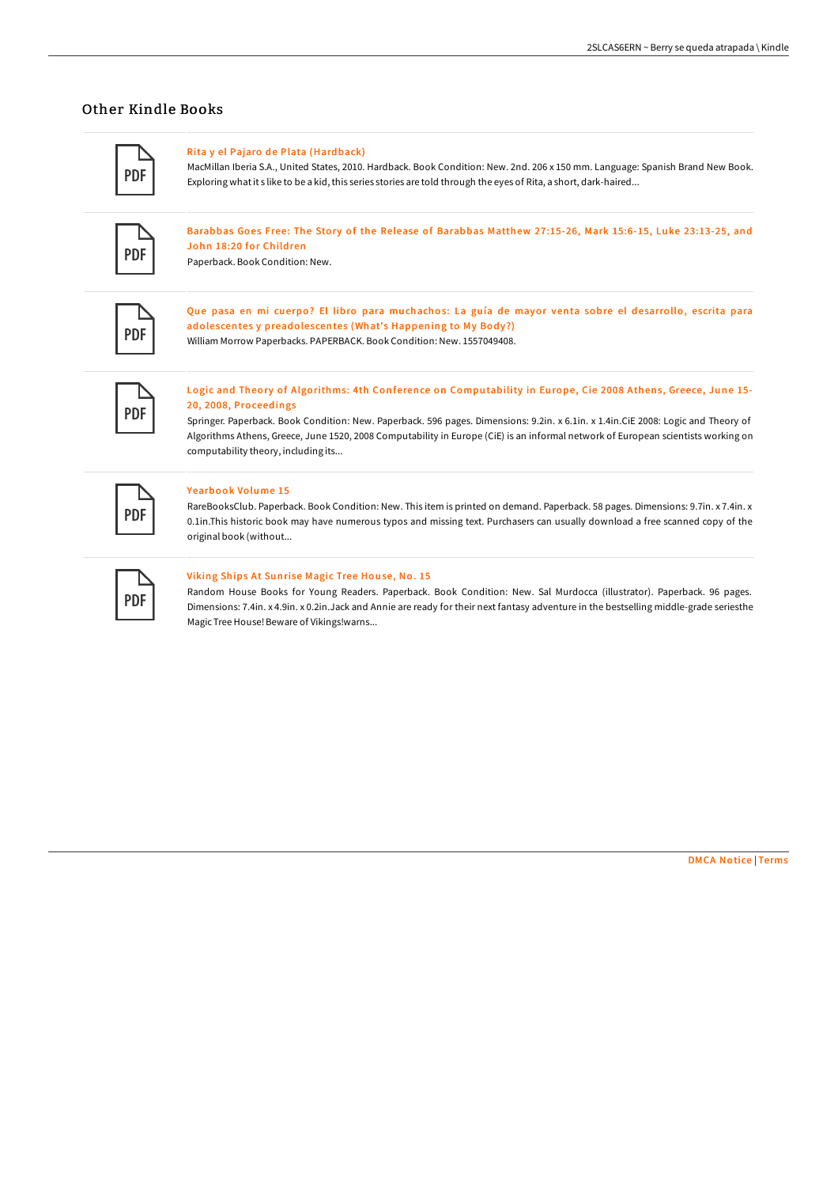## Other Kindle Books

### Rita y el Pajaro de Plata (Hardback)

MacMillan Iberia S.A., United States, 2010. Hardback. Book Condition: New. 2nd. 206 x 150 mm. Language: Spanish Brand New Book. Exploring what it s like to be a kid, this series stories are told through the eyes of Rita, a short, dark-haired...

### Barabbas Goes Free: The Story of the Release of Barabbas Matthew 27:15-26, Mark 15:6-15, Luke 23:13-25, and John 18:20 for Children

Paperback. Book Condition: New.

### Que pasa en mi cuerpo? El libro para muchachos: La guía de mayor venta sobre el desarrollo, escrita para adolescentes y preadolescentes (What's Happening to My Body?)

William Morrow Paperbacks. PAPERBACK. Book Condition: New. 1557049408.

### Logic and Theory of Algorithms: 4th Conference on Computability in Europe, Cie 2008 Athens, Greece, June 15-20, 2008, Proceedings

Springer. Paperback. Book Condition: New. Paperback. 596 pages. Dimensions: 9.2in. x 6.1in. x 1.4in.CiE 2008: Logic and Theory of Algorithms Athens, Greece, June 1520, 2008 Computability in Europe (CiE) is an informal network of European scientists working on computability theory, including its...

### Yearbook Volume 15

RareBooksClub. Paperback. Book Condition: New. This item is printed on demand. Paperback. 58 pages. Dimensions: 9.7in. x 7.4in. x 0.1in.This historic book may have numerous typos and missing text. Purchasers can usually download a free scanned copy of the original book (without...

### Viking Ships At Sunrise Magic Tree House, No. 15

Random House Books for Young Readers. Paperback. Book Condition: New. Sal Murdocca (illustrator). Paperback. 96 pages. Dimensions: 7.4in. x 4.9in. x 0.2in.Jack and Annie are ready for their next fantasy adventure in the bestselling middle-grade seriesthe Magic Tree House! Beware of Vikings!warns...